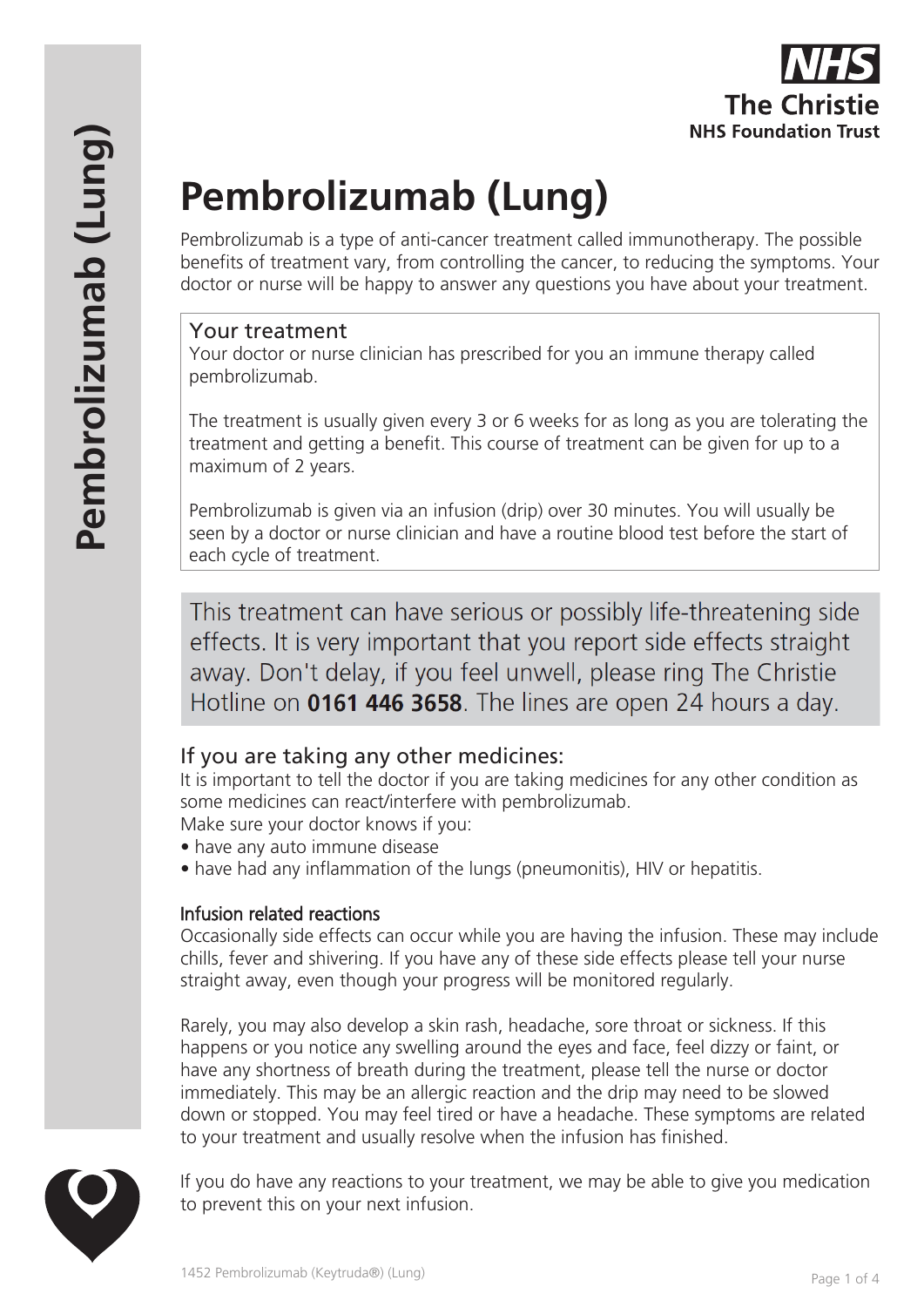The Christie NHS Foundation Trust

# Pembrolizumab (Lung)

Pembrolizumab is a type of anti-cancer treatment called immunotherapy. The possible benefits of treatment vary, from controlling the cancer, to reducing the symptoms. Your doctor or nurse will be happy to answer any questions you have about your treatment.

## Your treatment

Your doctor or nurse clinician has prescribed for you an immune therapy called pembrolizumab.

The treatment is usually given every 3 or 6 weeks for as long as you are tolerating the treatment and getting a benefit. This course of treatment can be given for up to a maximum of 2 years.

Pembrolizumab is given via an infusion (drip) over 30 minutes. You will usually be seen by a doctor or nurse clinician and have a routine blood test before the start of each cycle of treatment.

This treatment can have serious or possibly life-threatening side effects. It is very important that you report side effects straight away. Don't delay, if you feel unwell, please ring The Christie Hotline on **0161 446 3658**. The lines are open 24 hours a day.

## If you are taking any other medicines:

It is important to tell the doctor if you are taking medicines for any other condition as some medicines can react/interfere with pembrolizumab.
Make sure your doctor knows if you:

- have any auto immune disease
- have had any inflammation of the lungs (pneumonitis), HIV or hepatitis.

### Infusion related reactions

Occasionally side effects can occur while you are having the infusion. These may include chills, fever and shivering. If you have any of these side effects please tell your nurse straight away, even though your progress will be monitored regularly.

Rarely, you may also develop a skin rash, headache, sore throat or sickness. If this happens or you notice any swelling around the eyes and face, feel dizzy or faint, or have any shortness of breath during the treatment, please tell the nurse or doctor immediately. This may be an allergic reaction and the drip may need to be slowed down or stopped. You may feel tired or have a headache. These symptoms are related to your treatment and usually resolve when the infusion has finished.

If you do have any reactions to your treatment, we may be able to give you medication to prevent this on your next infusion.

1452 Pembrolizumab (Keytruda®) (Lung)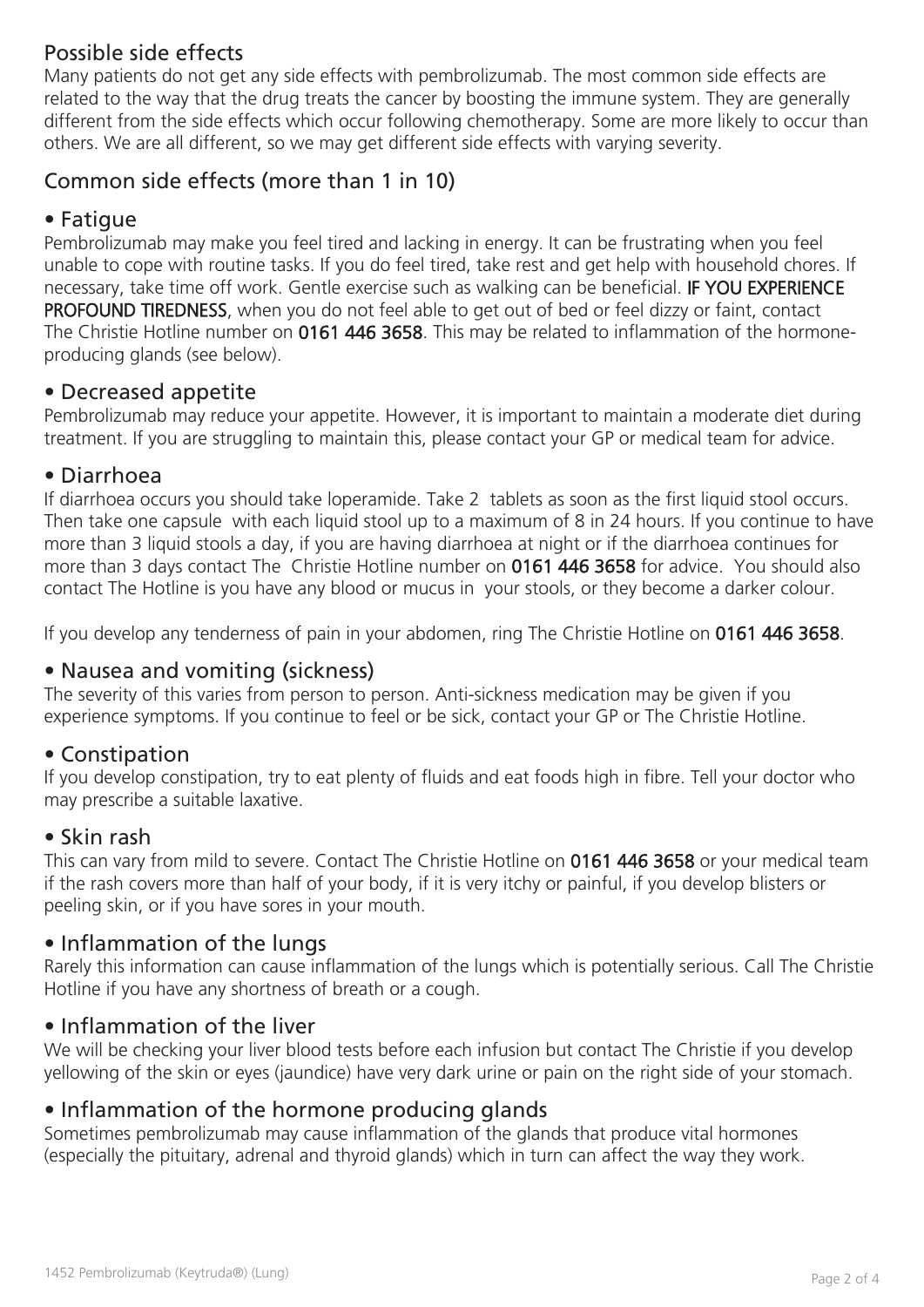## Possible side effects

Many patients do not get any side effects with pembrolizumab. The most common side effects are related to the way that the drug treats the cancer by boosting the immune system. They are generally different from the side effects which occur following chemotherapy. Some are more likely to occur than others. We are all different, so we may get different side effects with varying severity.

## Common side effects (more than 1 in 10)

### • Fatigue

Pembrolizumab may make you feel tired and lacking in energy. It can be frustrating when you feel unable to cope with routine tasks. If you do feel tired, take rest and get help with household chores. If necessary, take time off work. Gentle exercise such as walking can be beneficial. **IF YOU EXPERIENCE PROFOUND TIREDNESS**, when you do not feel able to get out of bed or feel dizzy or faint, contact The Christie Hotline number on **0161 446 3658**. This may be related to inflammation of the hormone-producing glands (see below).

### • Decreased appetite

Pembrolizumab may reduce your appetite. However, it is important to maintain a moderate diet during treatment. If you are struggling to maintain this, please contact your GP or medical team for advice.

### • Diarrhoea

If diarrhoea occurs you should take loperamide. Take 2 tablets as soon as the first liquid stool occurs. Then take one capsule with each liquid stool up to a maximum of 8 in 24 hours. If you continue to have more than 3 liquid stools a day, if you are having diarrhoea at night or if the diarrhoea continues for more than 3 days contact The Christie Hotline number on **0161 446 3658** for advice. You should also contact The Hotline is you have any blood or mucus in your stools, or they become a darker colour.

If you develop any tenderness of pain in your abdomen, ring The Christie Hotline on **0161 446 3658**.

### • Nausea and vomiting (sickness)

The severity of this varies from person to person. Anti-sickness medication may be given if you experience symptoms. If you continue to feel or be sick, contact your GP or The Christie Hotline.

### • Constipation

If you develop constipation, try to eat plenty of fluids and eat foods high in fibre. Tell your doctor who may prescribe a suitable laxative.

### • Skin rash

This can vary from mild to severe. Contact The Christie Hotline on **0161 446 3658** or your medical team if the rash covers more than half of your body, if it is very itchy or painful, if you develop blisters or peeling skin, or if you have sores in your mouth.

### • Inflammation of the lungs

Rarely this information can cause inflammation of the lungs which is potentially serious. Call The Christie Hotline if you have any shortness of breath or a cough.

### • Inflammation of the liver

We will be checking your liver blood tests before each infusion but contact The Christie if you develop yellowing of the skin or eyes (jaundice) have very dark urine or pain on the right side of your stomach.

### • Inflammation of the hormone producing glands

Sometimes pembrolizumab may cause inflammation of the glands that produce vital hormones (especially the pituitary, adrenal and thyroid glands) which in turn can affect the way they work.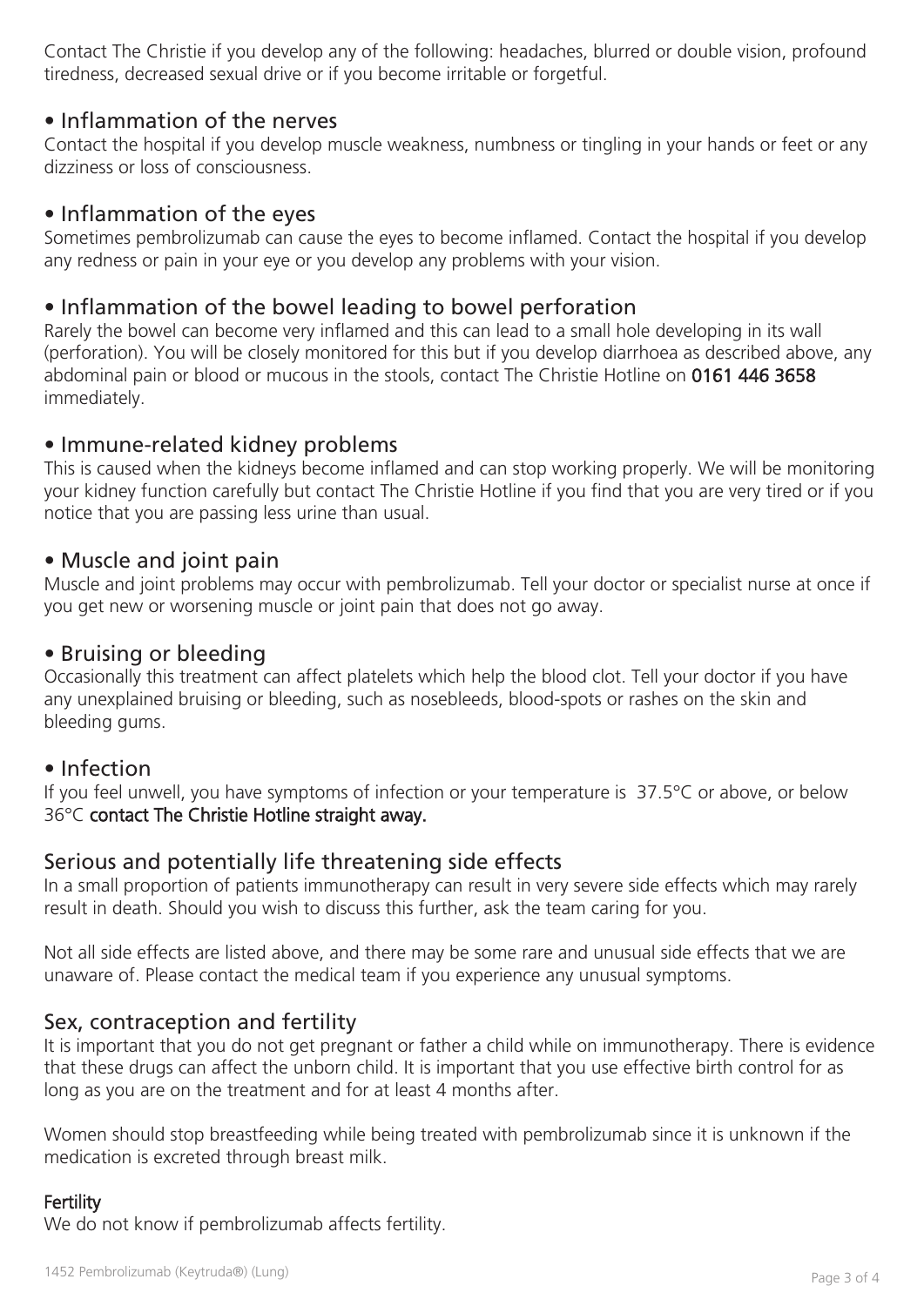Contact The Christie if you develop any of the following: headaches, blurred or double vision, profound tiredness, decreased sexual drive or if you become irritable or forgetful.

## • Inflammation of the nerves

Contact the hospital if you develop muscle weakness, numbness or tingling in your hands or feet or any dizziness or loss of consciousness.

## • Inflammation of the eyes

Sometimes pembrolizumab can cause the eyes to become inflamed. Contact the hospital if you develop any redness or pain in your eye or you develop any problems with your vision.

## • Inflammation of the bowel leading to bowel perforation

Rarely the bowel can become very inflamed and this can lead to a small hole developing in its wall (perforation). You will be closely monitored for this but if you develop diarrhoea as described above, any abdominal pain or blood or mucous in the stools, contact The Christie Hotline on **0161 446 3658** immediately.

## • Immune-related kidney problems

This is caused when the kidneys become inflamed and can stop working properly. We will be monitoring your kidney function carefully but contact The Christie Hotline if you find that you are very tired or if you notice that you are passing less urine than usual.

## • Muscle and joint pain

Muscle and joint problems may occur with pembrolizumab. Tell your doctor or specialist nurse at once if you get new or worsening muscle or joint pain that does not go away.

## • Bruising or bleeding

Occasionally this treatment can affect platelets which help the blood clot. Tell your doctor if you have any unexplained bruising or bleeding, such as nosebleeds, blood-spots or rashes on the skin and bleeding gums.

## • Infection

If you feel unwell, you have symptoms of infection or your temperature is 37.5°C or above, or below 36°C **contact The Christie Hotline straight away.**

## Serious and potentially life threatening side effects

In a small proportion of patients immunotherapy can result in very severe side effects which may rarely result in death. Should you wish to discuss this further, ask the team caring for you.

Not all side effects are listed above, and there may be some rare and unusual side effects that we are unaware of. Please contact the medical team if you experience any unusual symptoms.

## Sex, contraception and fertility

It is important that you do not get pregnant or father a child while on immunotherapy. There is evidence that these drugs can affect the unborn child. It is important that you use effective birth control for as long as you are on the treatment and for at least 4 months after.

Women should stop breastfeeding while being treated with pembrolizumab since it is unknown if the medication is excreted through breast milk.

### Fertility

We do not know if pembrolizumab affects fertility.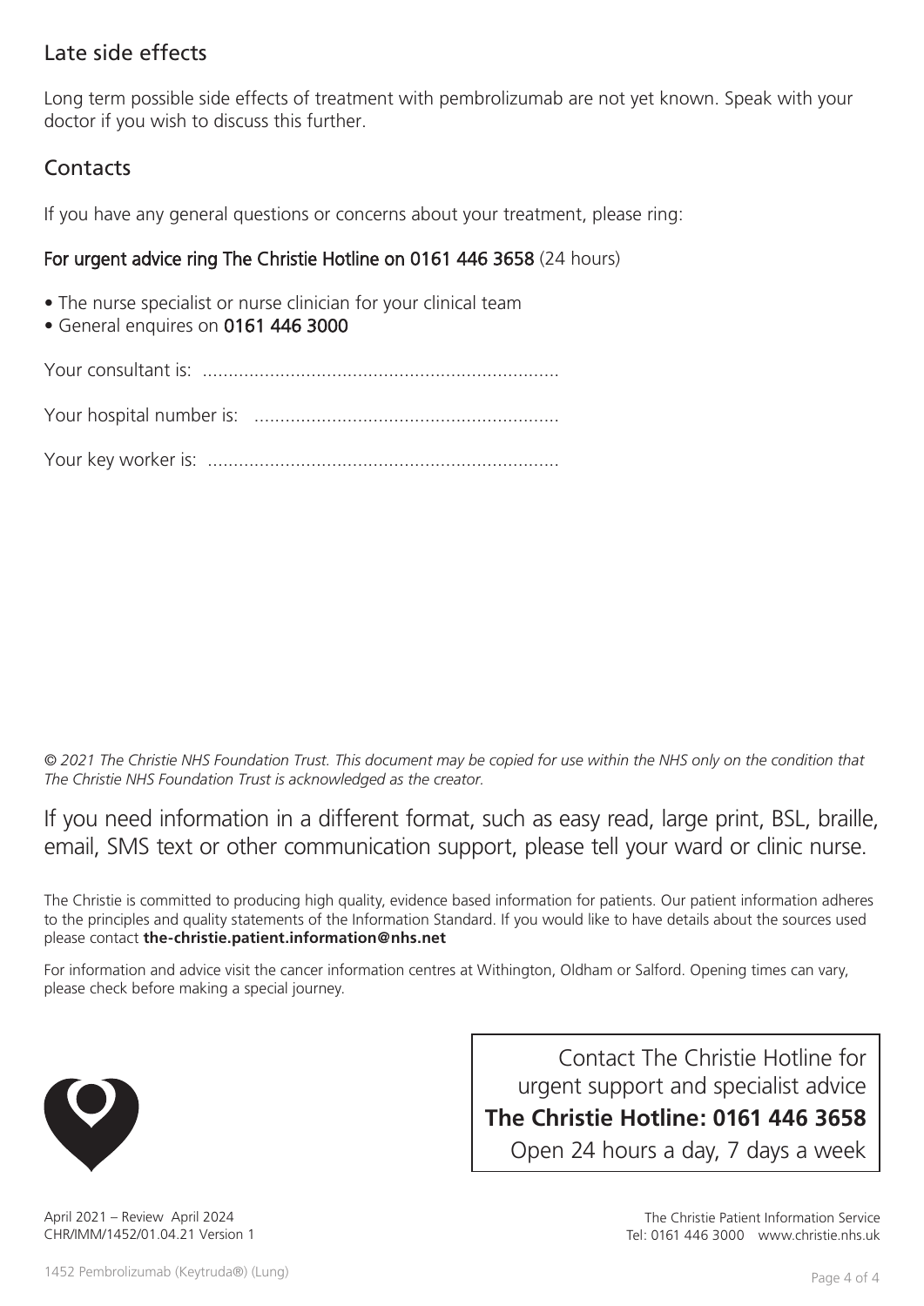## Late side effects

Long term possible side effects of treatment with pembrolizumab are not yet known. Speak with your doctor if you wish to discuss this further.

## Contacts

If you have any general questions or concerns about your treatment, please ring:

For urgent advice ring The Christie Hotline on 0161 446 3658 (24 hours)

- The nurse specialist or nurse clinician for your clinical team
- General enquires on 0161 446 3000

Your consultant is: ....................................................................

Your hospital number is: ..........................................................

Your key worker is: ...................................................................

*© 2021 The Christie NHS Foundation Trust. This document may be copied for use within the NHS only on the condition that The Christie NHS Foundation Trust is acknowledged as the creator.*

If you need information in a different format, such as easy read, large print, BSL, braille, email, SMS text or other communication support, please tell your ward or clinic nurse.

The Christie is committed to producing high quality, evidence based information for patients. Our patient information adheres to the principles and quality statements of the Information Standard. If you would like to have details about the sources used please contact **the-christie.patient.information@nhs.net**

For information and advice visit the cancer information centres at Withington, Oldham or Salford. Opening times can vary, please check before making a special journey.

Contact The Christie Hotline for urgent support and specialist advice
**The Christie Hotline: 0161 446 3658**
Open 24 hours a day, 7 days a week

April 2021 – Review April 2024
CHR/IMM/1452/01.04.21 Version 1

The Christie Patient Information Service
Tel: 0161 446 3000 www.christie.nhs.uk

1452 Pembrolizumab (Keytruda®) (Lung)